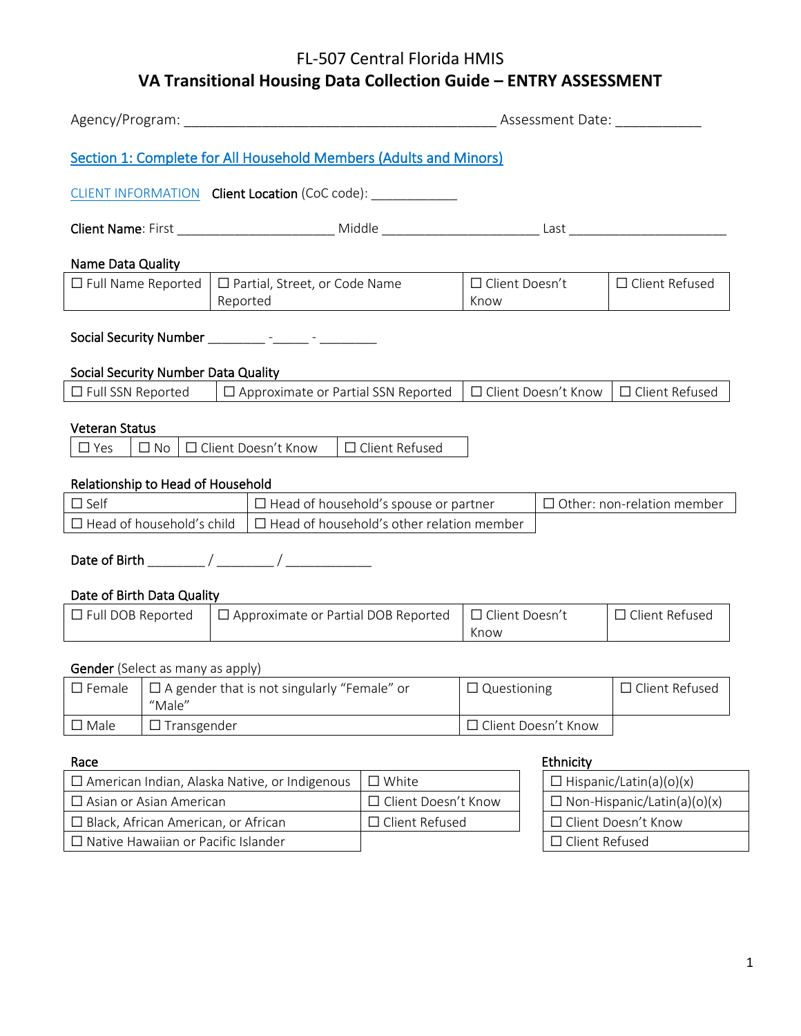# FL-507 Central Florida HMIS

## VA Transitional Housing Data Collection Guide – ENTRY ASSESSMENT

Agency/Program: ___________________________________________ Assessment Date: ___________

### Section 1: Complete for All Household Members (Adults and Minors)

CLIENT INFORMATION **Client Location** (CoC code): ____________

**Client Name**: First ______________________ Middle ______________________ Last ______________________

**Name Data Quality**

| ☐ Full Name Reported | ☐ Partial, Street, or Code Name Reported | ☐ Client Doesn't Know | ☐ Client Refused |
|---|---|---|---|

**Social Security Number** ________ -_____ - ________

**Social Security Number Data Quality**

| ☐ Full SSN Reported | ☐ Approximate or Partial SSN Reported | ☐ Client Doesn't Know | ☐ Client Refused |
|---|---|---|---|

**Veteran Status**

| ☐ Yes | ☐ No | ☐ Client Doesn't Know | ☐ Client Refused |
|---|---|---|---|

**Relationship to Head of Household**

| ☐ Self | ☐ Head of household's spouse or partner | ☐ Other: non-relation member |
|---|---|---|
| ☐ Head of household's child | ☐ Head of household's other relation member | |

**Date of Birth** ________ / ________ / ____________

**Date of Birth Data Quality**

| ☐ Full DOB Reported | ☐ Approximate or Partial DOB Reported | ☐ Client Doesn't Know | ☐ Client Refused |
|---|---|---|---|

**Gender** (Select as many as apply)

| ☐ Female | ☐ A gender that is not singularly "Female" or "Male" | ☐ Questioning | ☐ Client Refused |
|---|---|---|---|
| ☐ Male | ☐ Transgender | ☐ Client Doesn't Know | |

**Race**

| ☐ American Indian, Alaska Native, or Indigenous | ☐ White |
|---|---|
| ☐ Asian or Asian American | ☐ Client Doesn't Know |
| ☐ Black, African American, or African | ☐ Client Refused |
| ☐ Native Hawaiian or Pacific Islander | |

**Ethnicity**

| ☐ Hispanic/Latin(a)(o)(x) |
|---|
| ☐ Non-Hispanic/Latin(a)(o)(x) |
| ☐ Client Doesn't Know |
| ☐ Client Refused |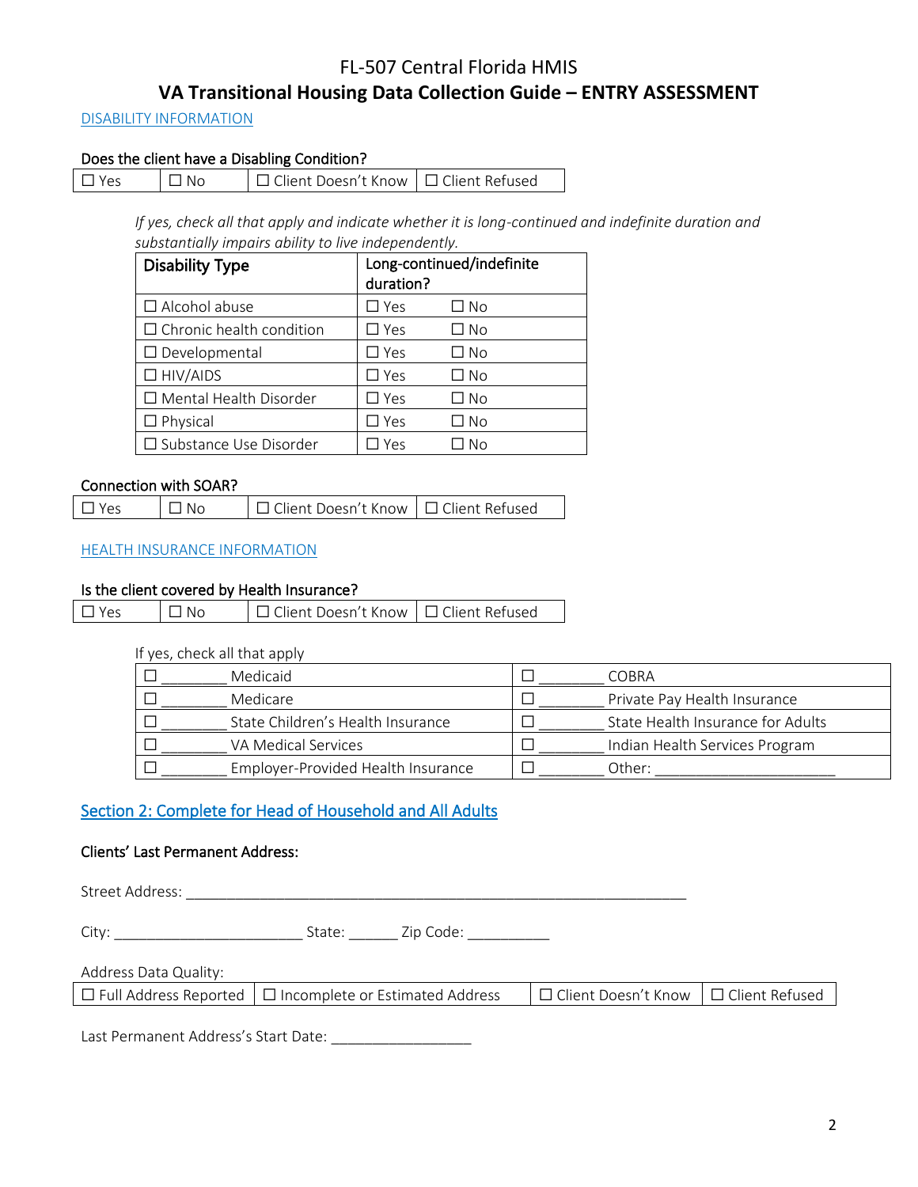# FL-507 Central Florida HMIS

## VA Transitional Housing Data Collection Guide – ENTRY ASSESSMENT

DISABILITY INFORMATION

**Does the client have a Disabling Condition?**

| ☐ Yes | ☐ No | ☐ Client Doesn't Know | ☐ Client Refused |
|---|---|---|---|

*If yes, check all that apply and indicate whether it is long-continued and indefinite duration and substantially impairs ability to live independently.*

| Disability Type | Long-continued/indefinite duration? | |
|---|---|---|
| ☐ Alcohol abuse | ☐ Yes | ☐ No |
| ☐ Chronic health condition | ☐ Yes | ☐ No |
| ☐ Developmental | ☐ Yes | ☐ No |
| ☐ HIV/AIDS | ☐ Yes | ☐ No |
| ☐ Mental Health Disorder | ☐ Yes | ☐ No |
| ☐ Physical | ☐ Yes | ☐ No |
| ☐ Substance Use Disorder | ☐ Yes | ☐ No |

**Connection with SOAR?**

| ☐ Yes | ☐ No | ☐ Client Doesn't Know | ☐ Client Refused |
|---|---|---|---|

HEALTH INSURANCE INFORMATION

**Is the client covered by Health Insurance?**

| ☐ Yes | ☐ No | ☐ Client Doesn't Know | ☐ Client Refused |
|---|---|---|---|

If yes, check all that apply

| | |
|---|---|
| ☐ ________ Medicaid | ☐ ________ COBRA |
| ☐ ________ Medicare | ☐ ________ Private Pay Health Insurance |
| ☐ ________ State Children's Health Insurance | ☐ ________ State Health Insurance for Adults |
| ☐ ________ VA Medical Services | ☐ ________ Indian Health Services Program |
| ☐ ________ Employer-Provided Health Insurance | ☐ ________ Other: ______________________ |

## Section 2: Complete for Head of Household and All Adults

**Clients' Last Permanent Address:**

Street Address: _______________________________________________________________

City: _______________________ State: ______ Zip Code: __________

Address Data Quality:

| ☐ Full Address Reported | ☐ Incomplete or Estimated Address | ☐ Client Doesn't Know | ☐ Client Refused |
|---|---|---|---|

Last Permanent Address's Start Date: _________________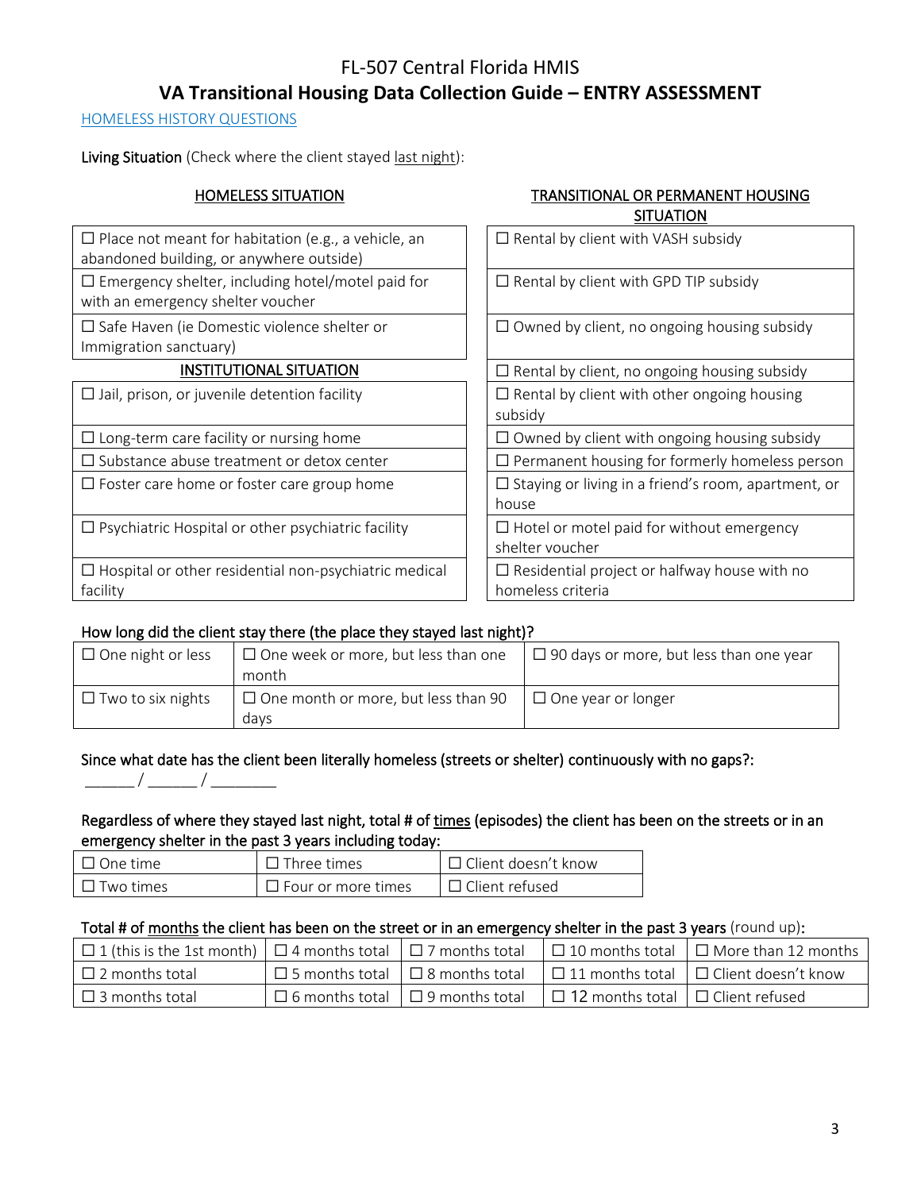# FL-507 Central Florida HMIS

## VA Transitional Housing Data Collection Guide – ENTRY ASSESSMENT

HOMELESS HISTORY QUESTIONS

Living Situation (Check where the client stayed last night):

| HOMELESS SITUATION | TRANSITIONAL OR PERMANENT HOUSING SITUATION |
|---|---|
| ☐ Place not meant for habitation (e.g., a vehicle, an abandoned building, or anywhere outside) | ☐ Rental by client with VASH subsidy |
| ☐ Emergency shelter, including hotel/motel paid for with an emergency shelter voucher | ☐ Rental by client with GPD TIP subsidy |
| ☐ Safe Haven (ie Domestic violence shelter or Immigration sanctuary) | ☐ Owned by client, no ongoing housing subsidy |
| **INSTITUTIONAL SITUATION** | ☐ Rental by client, no ongoing housing subsidy |
| ☐ Jail, prison, or juvenile detention facility | ☐ Rental by client with other ongoing housing subsidy |
| ☐ Long-term care facility or nursing home | ☐ Owned by client with ongoing housing subsidy |
| ☐ Substance abuse treatment or detox center | ☐ Permanent housing for formerly homeless person |
| ☐ Foster care home or foster care group home | ☐ Staying or living in a friend's room, apartment, or house |
| ☐ Psychiatric Hospital or other psychiatric facility | ☐ Hotel or motel paid for without emergency shelter voucher |
| ☐ Hospital or other residential non-psychiatric medical facility | ☐ Residential project or halfway house with no homeless criteria |

How long did the client stay there (the place they stayed last night)?

| | | |
|---|---|---|
| ☐ One night or less | ☐ One week or more, but less than one month | ☐ 90 days or more, but less than one year |
| ☐ Two to six nights | ☐ One month or more, but less than 90 days | ☐ One year or longer |

Since what date has the client been literally homeless (streets or shelter) continuously with no gaps?:
______ / ______ / ________

Regardless of where they stayed last night, total # of times (episodes) the client has been on the streets or in an emergency shelter in the past 3 years including today:

| | | |
|---|---|---|
| ☐ One time | ☐ Three times | ☐ Client doesn't know |
| ☐ Two times | ☐ Four or more times | ☐ Client refused |

Total # of months the client has been on the street or in an emergency shelter in the past 3 years (round up):

| | | | | |
|---|---|---|---|---|
| ☐ 1 (this is the 1st month) | ☐ 4 months total | ☐ 7 months total | ☐ 10 months total | ☐ More than 12 months |
| ☐ 2 months total | ☐ 5 months total | ☐ 8 months total | ☐ 11 months total | ☐ Client doesn't know |
| ☐ 3 months total | ☐ 6 months total | ☐ 9 months total | ☐ 12 months total | ☐ Client refused |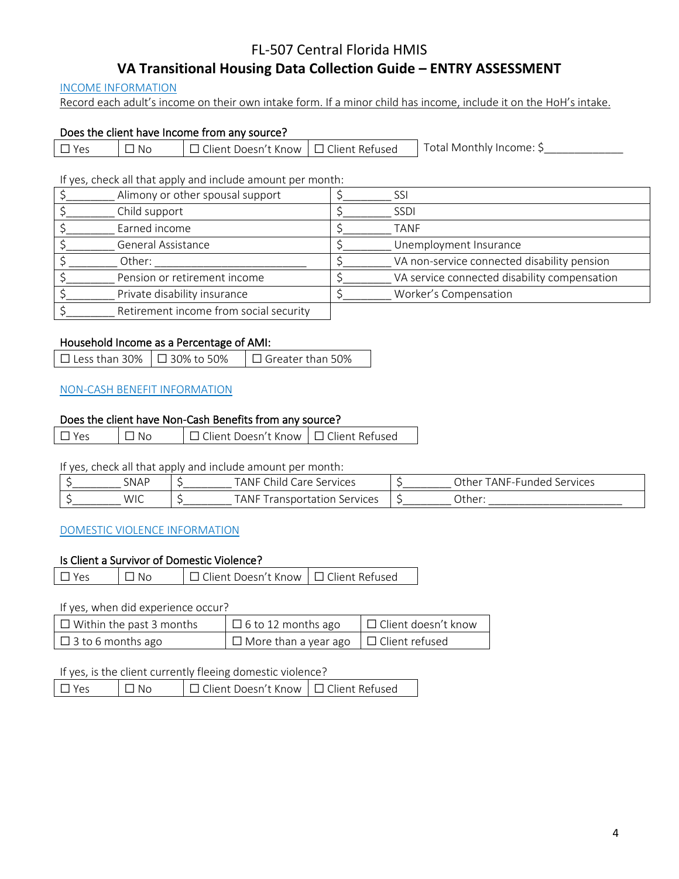# FL-507 Central Florida HMIS

## VA Transitional Housing Data Collection Guide – ENTRY ASSESSMENT

### INCOME INFORMATION

Record each adult's income on their own intake form. If a minor child has income, include it on the HoH's intake.

**Does the client have Income from any source?**

| ☐ Yes | ☐ No | ☐ Client Doesn't Know | ☐ Client Refused |
|---|---|---|---|

Total Monthly Income: $_____________

If yes, check all that apply and include amount per month:

| | |
|---|---|
| $________ Alimony or other spousal support | $________ SSI |
| $________ Child support | $________ SSDI |
| $________ Earned income | $________ TANF |
| $________ General Assistance | $________ Unemployment Insurance |
| $________ Other: ________________________ | $________ VA non-service connected disability pension |
| $________ Pension or retirement income | $________ VA service connected disability compensation |
| $________ Private disability insurance | $________ Worker's Compensation |
| $________ Retirement income from social security | |

**Household Income as a Percentage of AMI:**

| ☐ Less than 30% | ☐ 30% to 50% | ☐ Greater than 50% |
|---|---|---|

### NON-CASH BENEFIT INFORMATION

**Does the client have Non-Cash Benefits from any source?**

| ☐ Yes | ☐ No | ☐ Client Doesn't Know | ☐ Client Refused |
|---|---|---|---|

If yes, check all that apply and include amount per month:

| | | |
|---|---|---|
| $________ SNAP | $________ TANF Child Care Services | $________ Other TANF-Funded Services |
| $________ WIC | $________ TANF Transportation Services | $________ Other: _____________________ |

### DOMESTIC VIOLENCE INFORMATION

**Is Client a Survivor of Domestic Violence?**

| ☐ Yes | ☐ No | ☐ Client Doesn't Know | ☐ Client Refused |
|---|---|---|---|

If yes, when did experience occur?

| | | |
|---|---|---|
| ☐ Within the past 3 months | ☐ 6 to 12 months ago | ☐ Client doesn't know |
| ☐ 3 to 6 months ago | ☐ More than a year ago | ☐ Client refused |

If yes, is the client currently fleeing domestic violence?

| ☐ Yes | ☐ No | ☐ Client Doesn't Know | ☐ Client Refused |
|---|---|---|---|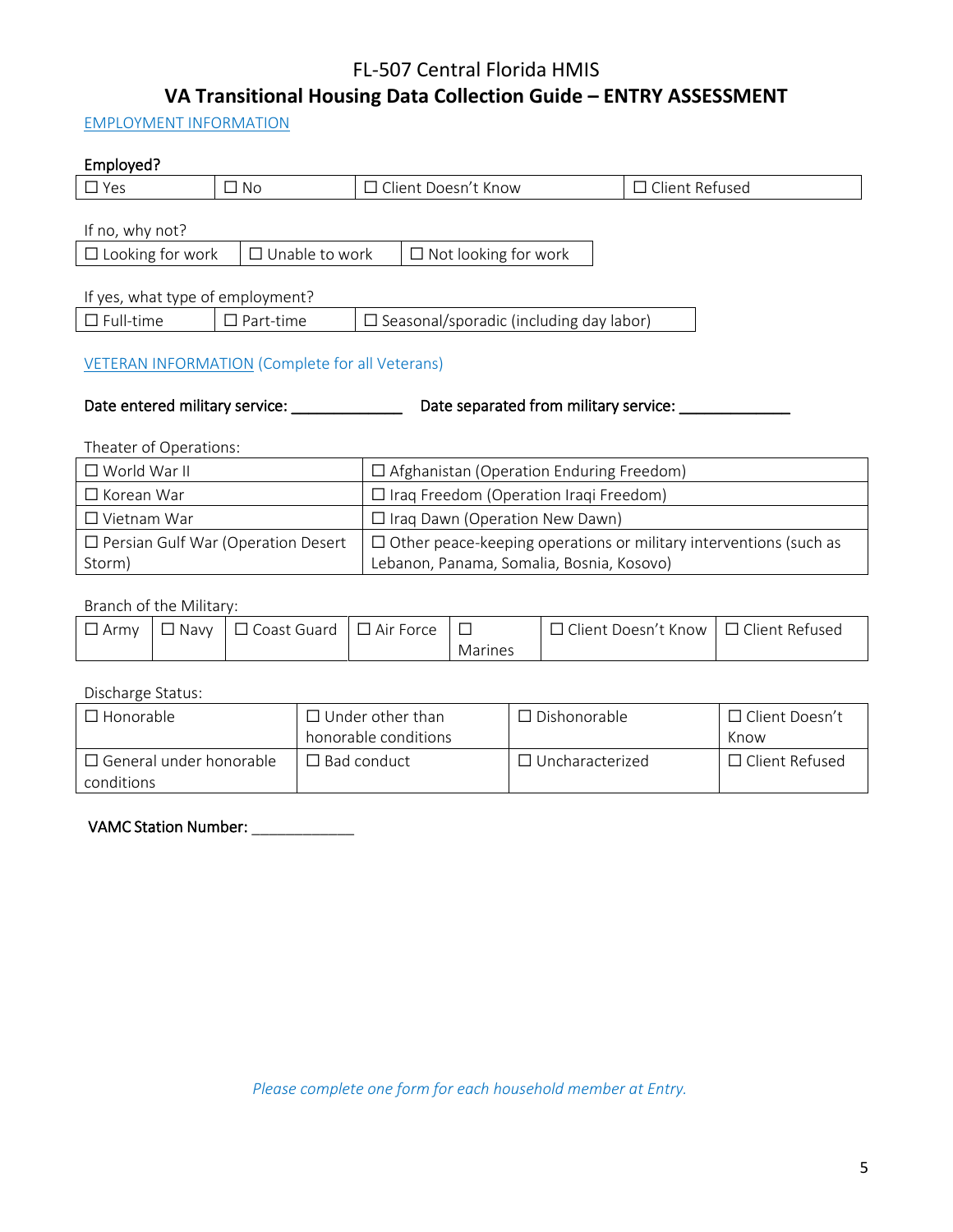# FL-507 Central Florida HMIS

## VA Transitional Housing Data Collection Guide – ENTRY ASSESSMENT

EMPLOYMENT INFORMATION

**Employed?**

| | | | |
|---|---|---|---|
| ☐ Yes | ☐ No | ☐ Client Doesn't Know | ☐ Client Refused |

If no, why not?

| | | |
|---|---|---|
| ☐ Looking for work | ☐ Unable to work | ☐ Not looking for work |

If yes, what type of employment?

| | | |
|---|---|---|
| ☐ Full-time | ☐ Part-time | ☐ Seasonal/sporadic (including day labor) |

VETERAN INFORMATION (Complete for all Veterans)

**Date entered military service:** _____________ **Date separated from military service:** _____________

Theater of Operations:

| | |
|---|---|
| ☐ World War II | ☐ Afghanistan (Operation Enduring Freedom) |
| ☐ Korean War | ☐ Iraq Freedom (Operation Iraqi Freedom) |
| ☐ Vietnam War | ☐ Iraq Dawn (Operation New Dawn) |
| ☐ Persian Gulf War (Operation Desert Storm) | ☐ Other peace-keeping operations or military interventions (such as Lebanon, Panama, Somalia, Bosnia, Kosovo) |

Branch of the Military:

| | | | | | | |
|---|---|---|---|---|---|---|
| ☐ Army | ☐ Navy | ☐ Coast Guard | ☐ Air Force | ☐ Marines | ☐ Client Doesn't Know | ☐ Client Refused |

Discharge Status:

| | | | |
|---|---|---|---|
| ☐ Honorable | ☐ Under other than honorable conditions | ☐ Dishonorable | ☐ Client Doesn't Know |
| ☐ General under honorable conditions | ☐ Bad conduct | ☐ Uncharacterized | ☐ Client Refused |

**VAMC Station Number:** ____________

*Please complete one form for each household member at Entry.*